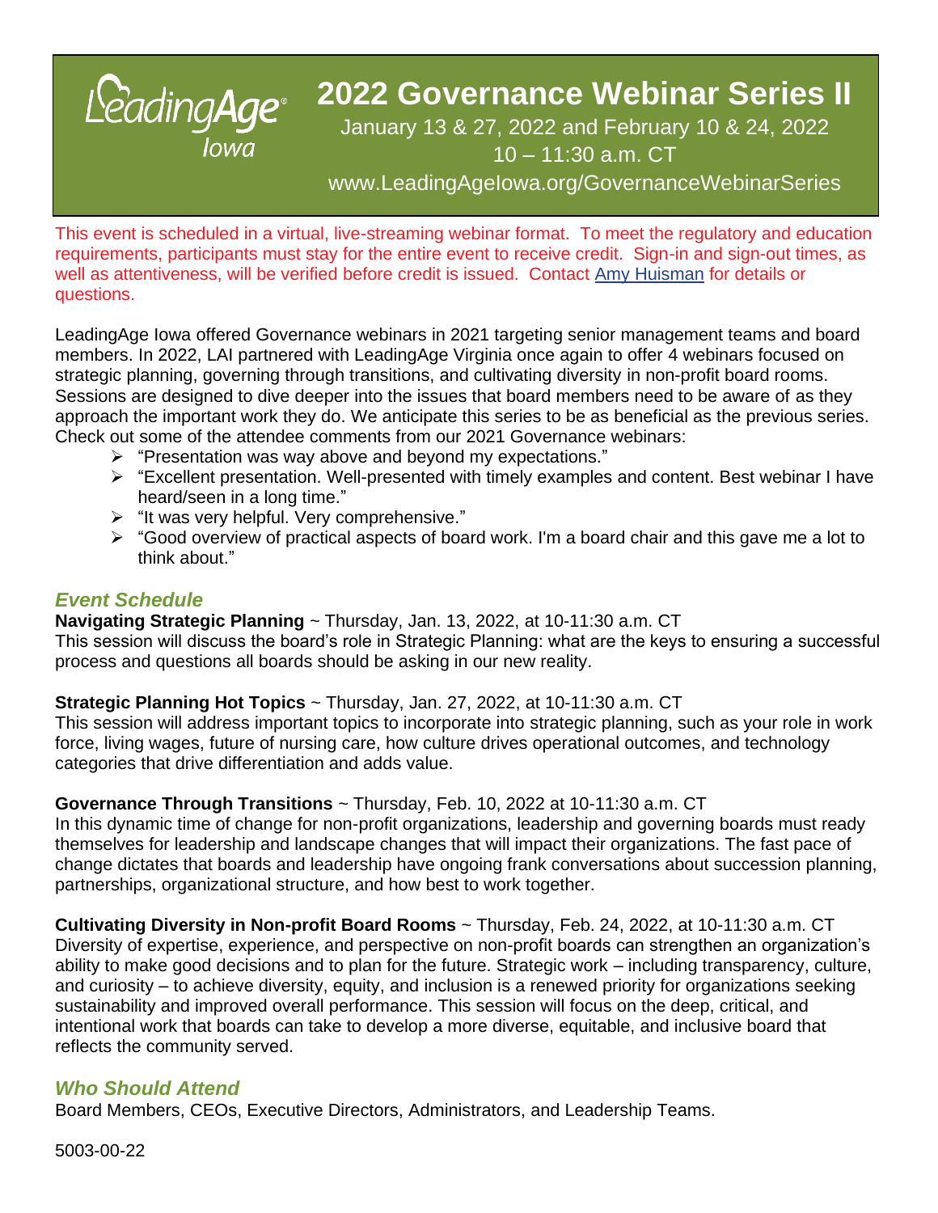# 2022 Governance Webinar Series II

LeadingAge Iowa

January 13 & 27, 2022 and February 10 & 24, 2022
10 – 11:30 a.m. CT
www.LeadingAgeIowa.org/GovernanceWebinarSeries

This event is scheduled in a virtual, live-streaming webinar format. To meet the regulatory and education requirements, participants must stay for the entire event to receive credit. Sign-in and sign-out times, as well as attentiveness, will be verified before credit is issued. Contact Amy Huisman for details or questions.

LeadingAge Iowa offered Governance webinars in 2021 targeting senior management teams and board members. In 2022, LAI partnered with LeadingAge Virginia once again to offer 4 webinars focused on strategic planning, governing through transitions, and cultivating diversity in non-profit board rooms. Sessions are designed to dive deeper into the issues that board members need to be aware of as they approach the important work they do. We anticipate this series to be as beneficial as the previous series. Check out some of the attendee comments from our 2021 Governance webinars:

- "Presentation was way above and beyond my expectations."
- "Excellent presentation. Well-presented with timely examples and content. Best webinar I have heard/seen in a long time."
- "It was very helpful. Very comprehensive."
- "Good overview of practical aspects of board work. I'm a board chair and this gave me a lot to think about."

## *Event Schedule*

**Navigating Strategic Planning** ~ Thursday, Jan. 13, 2022, at 10-11:30 a.m. CT
This session will discuss the board's role in Strategic Planning: what are the keys to ensuring a successful process and questions all boards should be asking in our new reality.

**Strategic Planning Hot Topics** ~ Thursday, Jan. 27, 2022, at 10-11:30 a.m. CT
This session will address important topics to incorporate into strategic planning, such as your role in work force, living wages, future of nursing care, how culture drives operational outcomes, and technology categories that drive differentiation and adds value.

**Governance Through Transitions** ~ Thursday, Feb. 10, 2022 at 10-11:30 a.m. CT
In this dynamic time of change for non-profit organizations, leadership and governing boards must ready themselves for leadership and landscape changes that will impact their organizations. The fast pace of change dictates that boards and leadership have ongoing frank conversations about succession planning, partnerships, organizational structure, and how best to work together.

**Cultivating Diversity in Non-profit Board Rooms** ~ Thursday, Feb. 24, 2022, at 10-11:30 a.m. CT
Diversity of expertise, experience, and perspective on non-profit boards can strengthen an organization's ability to make good decisions and to plan for the future. Strategic work – including transparency, culture, and curiosity – to achieve diversity, equity, and inclusion is a renewed priority for organizations seeking sustainability and improved overall performance. This session will focus on the deep, critical, and intentional work that boards can take to develop a more diverse, equitable, and inclusive board that reflects the community served.

## *Who Should Attend*

Board Members, CEOs, Executive Directors, Administrators, and Leadership Teams.

5003-00-22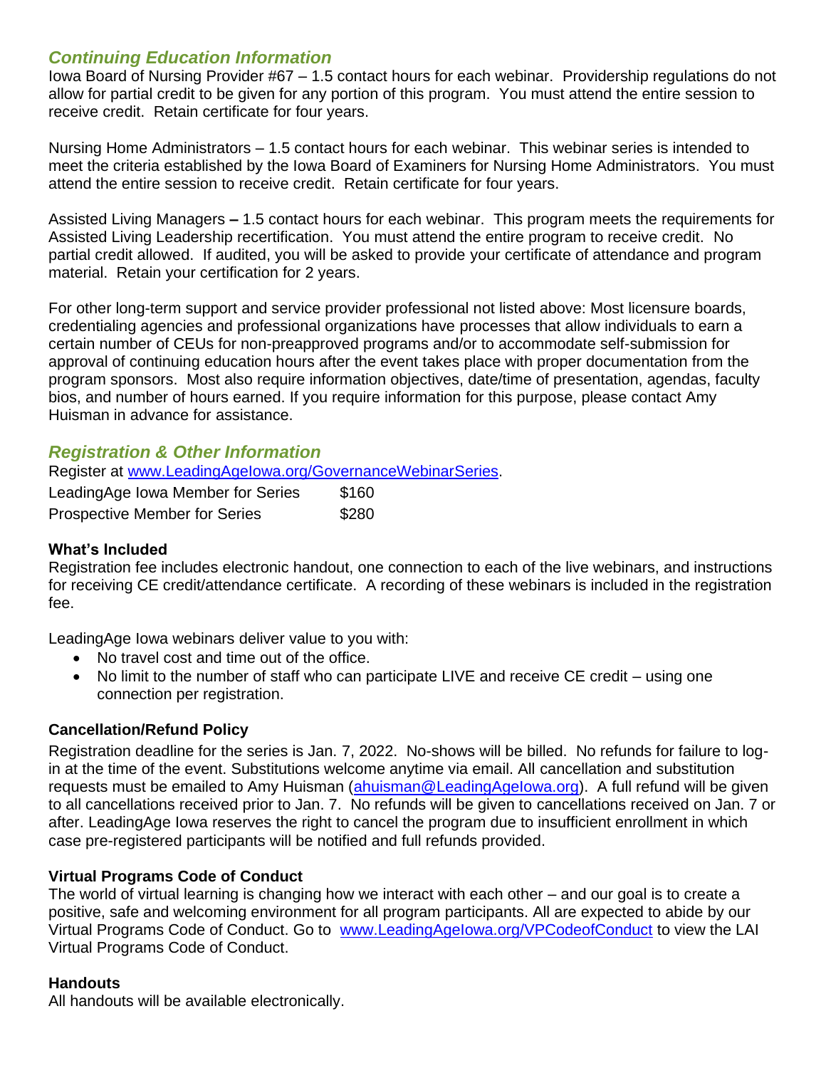## *Continuing Education Information*

Iowa Board of Nursing Provider #67 – 1.5 contact hours for each webinar. Providership regulations do not allow for partial credit to be given for any portion of this program. You must attend the entire session to receive credit. Retain certificate for four years.

Nursing Home Administrators – 1.5 contact hours for each webinar. This webinar series is intended to meet the criteria established by the Iowa Board of Examiners for Nursing Home Administrators. You must attend the entire session to receive credit. Retain certificate for four years.

Assisted Living Managers **–** 1.5 contact hours for each webinar. This program meets the requirements for Assisted Living Leadership recertification. You must attend the entire program to receive credit. No partial credit allowed. If audited, you will be asked to provide your certificate of attendance and program material. Retain your certification for 2 years.

For other long-term support and service provider professional not listed above: Most licensure boards, credentialing agencies and professional organizations have processes that allow individuals to earn a certain number of CEUs for non-preapproved programs and/or to accommodate self-submission for approval of continuing education hours after the event takes place with proper documentation from the program sponsors. Most also require information objectives, date/time of presentation, agendas, faculty bios, and number of hours earned. If you require information for this purpose, please contact Amy Huisman in advance for assistance.

## *Registration & Other Information*

Register at [www.LeadingAgeIowa.org/GovernanceWebinarSeries](www.LeadingAgeIowa.org/GovernanceWebinarSeries).

| | |
|---|---|
| LeadingAge Iowa Member for Series | $160 |
| Prospective Member for Series | $280 |

**What's Included**

Registration fee includes electronic handout, one connection to each of the live webinars, and instructions for receiving CE credit/attendance certificate. A recording of these webinars is included in the registration fee.

LeadingAge Iowa webinars deliver value to you with:

- No travel cost and time out of the office.
- No limit to the number of staff who can participate LIVE and receive CE credit – using one connection per registration.

**Cancellation/Refund Policy**

Registration deadline for the series is Jan. 7, 2022. No-shows will be billed. No refunds for failure to log-in at the time of the event. Substitutions welcome anytime via email. All cancellation and substitution requests must be emailed to Amy Huisman ([ahuisman@LeadingAgeIowa.org](mailto:ahuisman@LeadingAgeIowa.org)). A full refund will be given to all cancellations received prior to Jan. 7. No refunds will be given to cancellations received on Jan. 7 or after. LeadingAge Iowa reserves the right to cancel the program due to insufficient enrollment in which case pre-registered participants will be notified and full refunds provided.

**Virtual Programs Code of Conduct**

The world of virtual learning is changing how we interact with each other – and our goal is to create a positive, safe and welcoming environment for all program participants. All are expected to abide by our Virtual Programs Code of Conduct. Go to [www.LeadingAgeIowa.org/VPCodeofConduct](www.LeadingAgeIowa.org/VPCodeofConduct) to view the LAI Virtual Programs Code of Conduct.

**Handouts**

All handouts will be available electronically.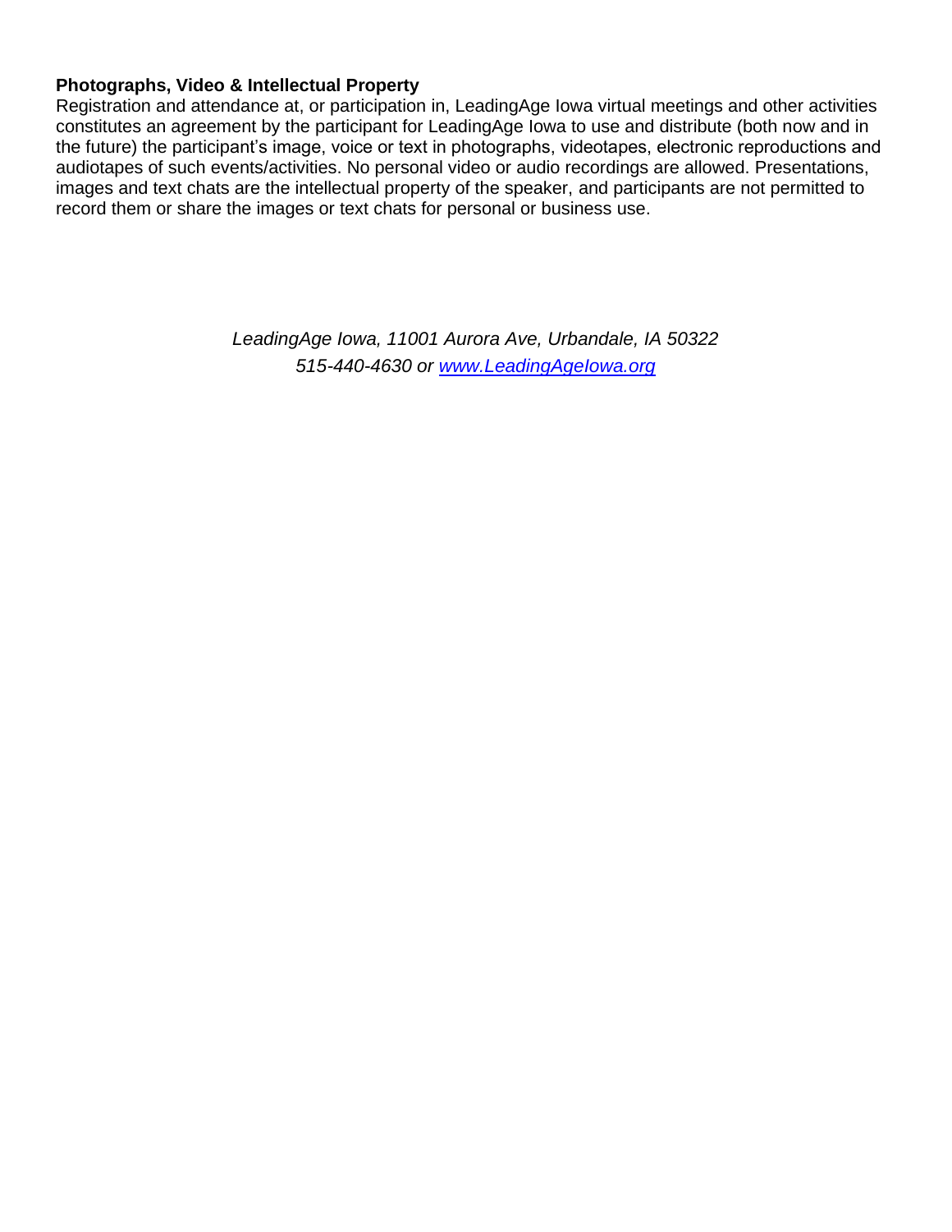**Photographs, Video & Intellectual Property**
Registration and attendance at, or participation in, LeadingAge Iowa virtual meetings and other activities constitutes an agreement by the participant for LeadingAge Iowa to use and distribute (both now and in the future) the participant's image, voice or text in photographs, videotapes, electronic reproductions and audiotapes of such events/activities. No personal video or audio recordings are allowed. Presentations, images and text chats are the intellectual property of the speaker, and participants are not permitted to record them or share the images or text chats for personal or business use.

*LeadingAge Iowa, 11001 Aurora Ave, Urbandale, IA 50322*
*515-440-4630 or [www.LeadingAgeIowa.org](http://www.LeadingAgeIowa.org)*